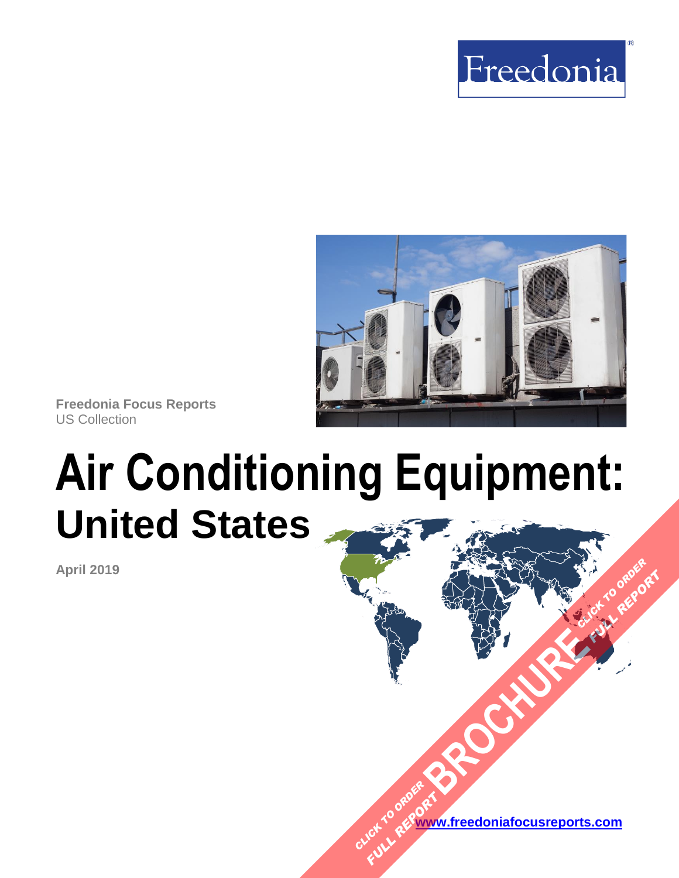Freedonia

Freedonia Focus Reports
US Collection

# Air Conditioning Equipment:
## United States

**April 2019**

[www.freedoniafocusreports.com](http://www.freedoniafocusreports.com)

CLICK TO ORDER FULL REPORT

BROCHURE

CLICK TO ORDER FULL REPORT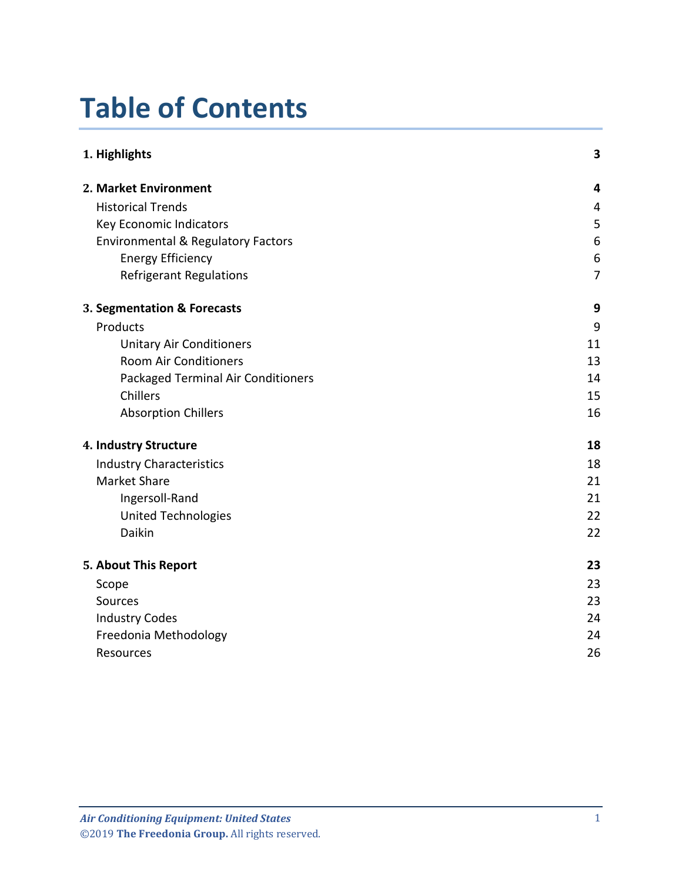# Table of Contents

| | |
|---|---|
| **1. Highlights** | **3** |
| **2. Market Environment** | **4** |
| Historical Trends | 4 |
| Key Economic Indicators | 5 |
| Environmental & Regulatory Factors | 6 |
| Energy Efficiency | 6 |
| Refrigerant Regulations | 7 |
| **3. Segmentation & Forecasts** | **9** |
| Products | 9 |
| Unitary Air Conditioners | 11 |
| Room Air Conditioners | 13 |
| Packaged Terminal Air Conditioners | 14 |
| Chillers | 15 |
| Absorption Chillers | 16 |
| **4. Industry Structure** | **18** |
| Industry Characteristics | 18 |
| Market Share | 21 |
| Ingersoll-Rand | 21 |
| United Technologies | 22 |
| Daikin | 22 |
| **5. About This Report** | **23** |
| Scope | 23 |
| Sources | 23 |
| Industry Codes | 24 |
| Freedonia Methodology | 24 |
| Resources | 26 |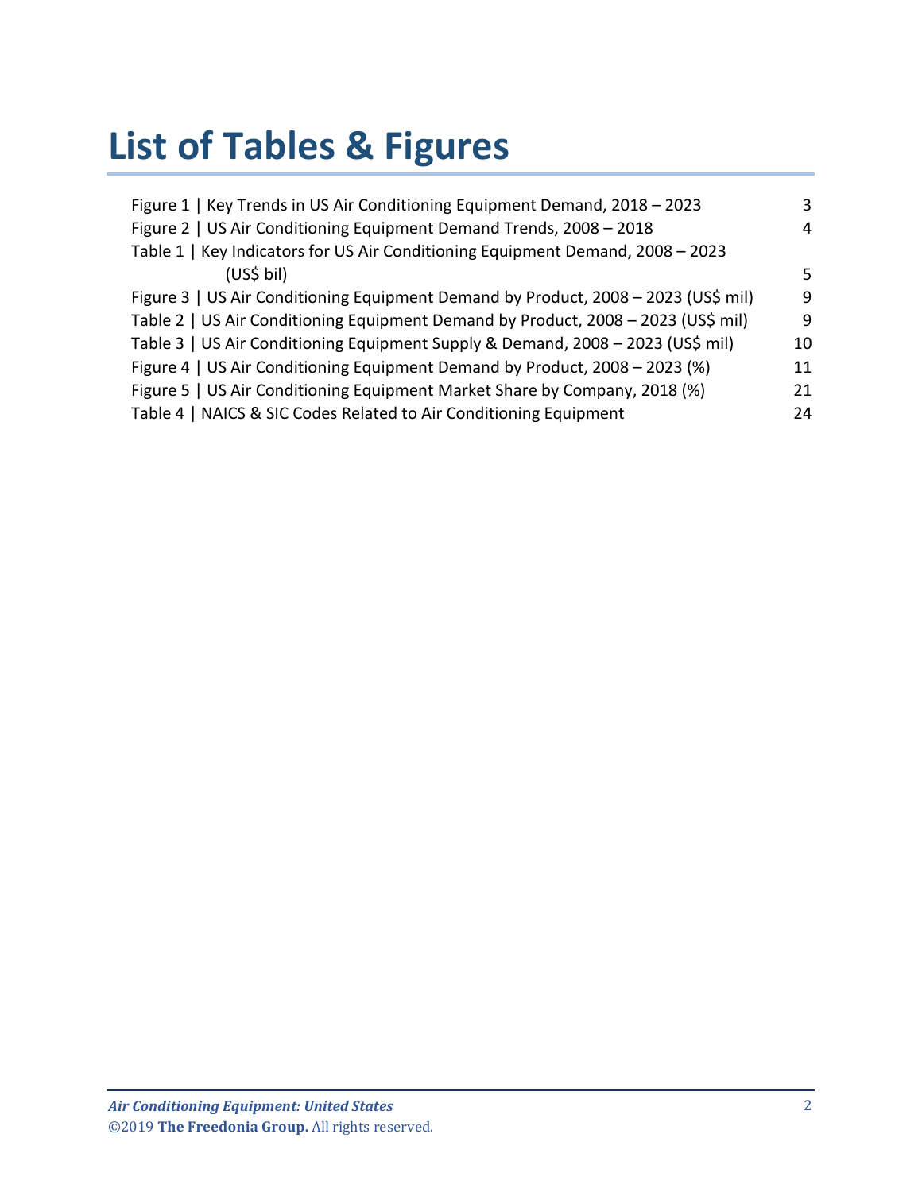# List of Tables & Figures

Figure 1 | Key Trends in US Air Conditioning Equipment Demand, 2018 – 2023 3
Figure 2 | US Air Conditioning Equipment Demand Trends, 2008 – 2018 4
Table 1 | Key Indicators for US Air Conditioning Equipment Demand, 2008 – 2023 (US$ bil) 5
Figure 3 | US Air Conditioning Equipment Demand by Product, 2008 – 2023 (US$ mil) 9
Table 2 | US Air Conditioning Equipment Demand by Product, 2008 – 2023 (US$ mil) 9
Table 3 | US Air Conditioning Equipment Supply & Demand, 2008 – 2023 (US$ mil) 10
Figure 4 | US Air Conditioning Equipment Demand by Product, 2008 – 2023 (%) 11
Figure 5 | US Air Conditioning Equipment Market Share by Company, 2018 (%) 21
Table 4 | NAICS & SIC Codes Related to Air Conditioning Equipment 24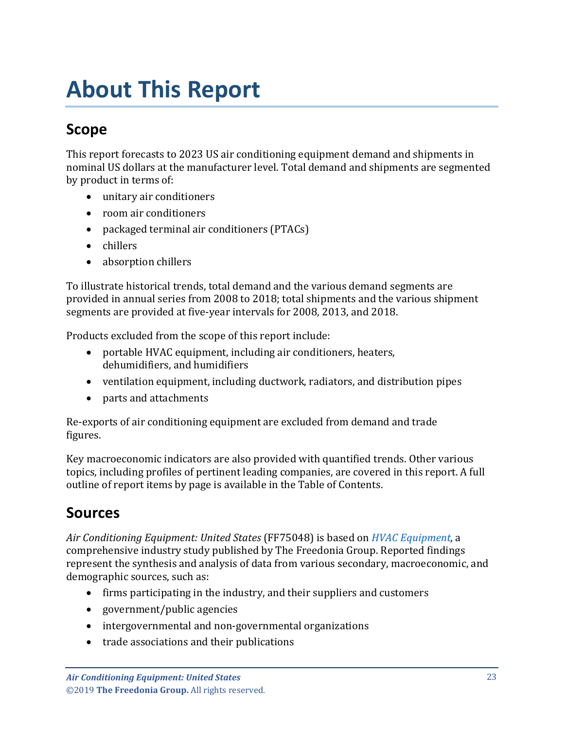# About This Report

## Scope

This report forecasts to 2023 US air conditioning equipment demand and shipments in nominal US dollars at the manufacturer level. Total demand and shipments are segmented by product in terms of:

- unitary air conditioners
- room air conditioners
- packaged terminal air conditioners (PTACs)
- chillers
- absorption chillers

To illustrate historical trends, total demand and the various demand segments are provided in annual series from 2008 to 2018; total shipments and the various shipment segments are provided at five-year intervals for 2008, 2013, and 2018.

Products excluded from the scope of this report include:

- portable HVAC equipment, including air conditioners, heaters, dehumidifiers, and humidifiers
- ventilation equipment, including ductwork, radiators, and distribution pipes
- parts and attachments

Re-exports of air conditioning equipment are excluded from demand and trade figures.

Key macroeconomic indicators are also provided with quantified trends. Other various topics, including profiles of pertinent leading companies, are covered in this report. A full outline of report items by page is available in the Table of Contents.

## Sources

*Air Conditioning Equipment: United States* (FF75048) is based on *HVAC Equipment,* a comprehensive industry study published by The Freedonia Group. Reported findings represent the synthesis and analysis of data from various secondary, macroeconomic, and demographic sources, such as:

- firms participating in the industry, and their suppliers and customers
- government/public agencies
- intergovernmental and non-governmental organizations
- trade associations and their publications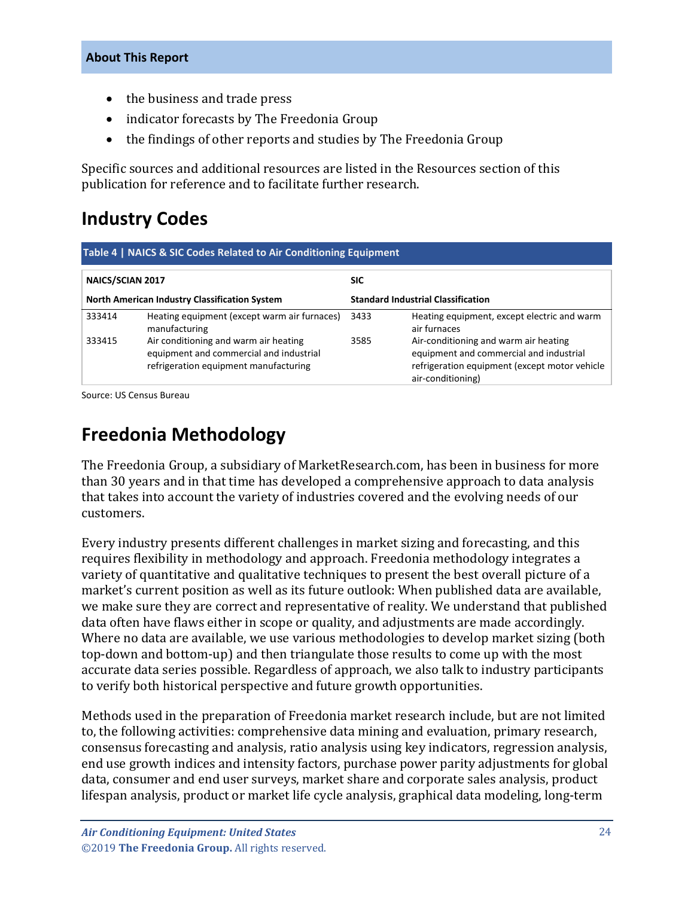- the business and trade press
- indicator forecasts by The Freedonia Group
- the findings of other reports and studies by The Freedonia Group

Specific sources and additional resources are listed in the Resources section of this publication for reference and to facilitate further research.

## Industry Codes

**Table 4 | NAICS & SIC Codes Related to Air Conditioning Equipment**

| NAICS/SCIAN 2017 | | SIC | |
|---|---|---|---|
| **North American Industry Classification System** | | **Standard Industrial Classification** | |
| 333414 | Heating equipment (except warm air furnaces) manufacturing | 3433 | Heating equipment, except electric and warm air furnaces |
| 333415 | Air conditioning and warm air heating equipment and commercial and industrial refrigeration equipment manufacturing | 3585 | Air-conditioning and warm air heating equipment and commercial and industrial refrigeration equipment (except motor vehicle air-conditioning) |

Source: US Census Bureau

## Freedonia Methodology

The Freedonia Group, a subsidiary of MarketResearch.com, has been in business for more than 30 years and in that time has developed a comprehensive approach to data analysis that takes into account the variety of industries covered and the evolving needs of our customers.

Every industry presents different challenges in market sizing and forecasting, and this requires flexibility in methodology and approach. Freedonia methodology integrates a variety of quantitative and qualitative techniques to present the best overall picture of a market's current position as well as its future outlook: When published data are available, we make sure they are correct and representative of reality. We understand that published data often have flaws either in scope or quality, and adjustments are made accordingly. Where no data are available, we use various methodologies to develop market sizing (both top-down and bottom-up) and then triangulate those results to come up with the most accurate data series possible. Regardless of approach, we also talk to industry participants to verify both historical perspective and future growth opportunities.

Methods used in the preparation of Freedonia market research include, but are not limited to, the following activities: comprehensive data mining and evaluation, primary research, consensus forecasting and analysis, ratio analysis using key indicators, regression analysis, end use growth indices and intensity factors, purchase power parity adjustments for global data, consumer and end user surveys, market share and corporate sales analysis, product lifespan analysis, product or market life cycle analysis, graphical data modeling, long-term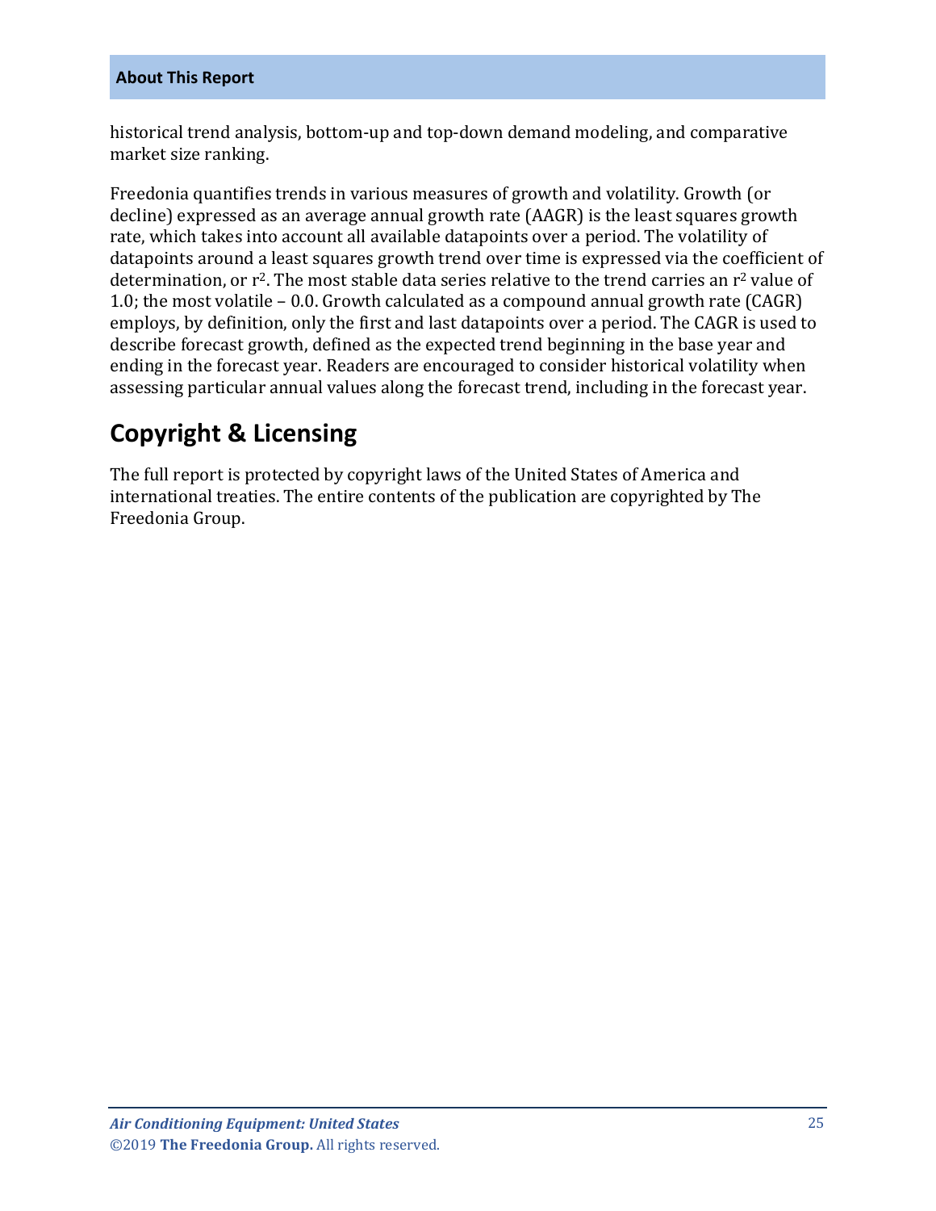historical trend analysis, bottom-up and top-down demand modeling, and comparative market size ranking.

Freedonia quantifies trends in various measures of growth and volatility. Growth (or decline) expressed as an average annual growth rate (AAGR) is the least squares growth rate, which takes into account all available datapoints over a period. The volatility of datapoints around a least squares growth trend over time is expressed via the coefficient of determination, or $r^2$. The most stable data series relative to the trend carries an $r^2$ value of 1.0; the most volatile – 0.0. Growth calculated as a compound annual growth rate (CAGR) employs, by definition, only the first and last datapoints over a period. The CAGR is used to describe forecast growth, defined as the expected trend beginning in the base year and ending in the forecast year. Readers are encouraged to consider historical volatility when assessing particular annual values along the forecast trend, including in the forecast year.

## Copyright & Licensing

The full report is protected by copyright laws of the United States of America and international treaties. The entire contents of the publication are copyrighted by The Freedonia Group.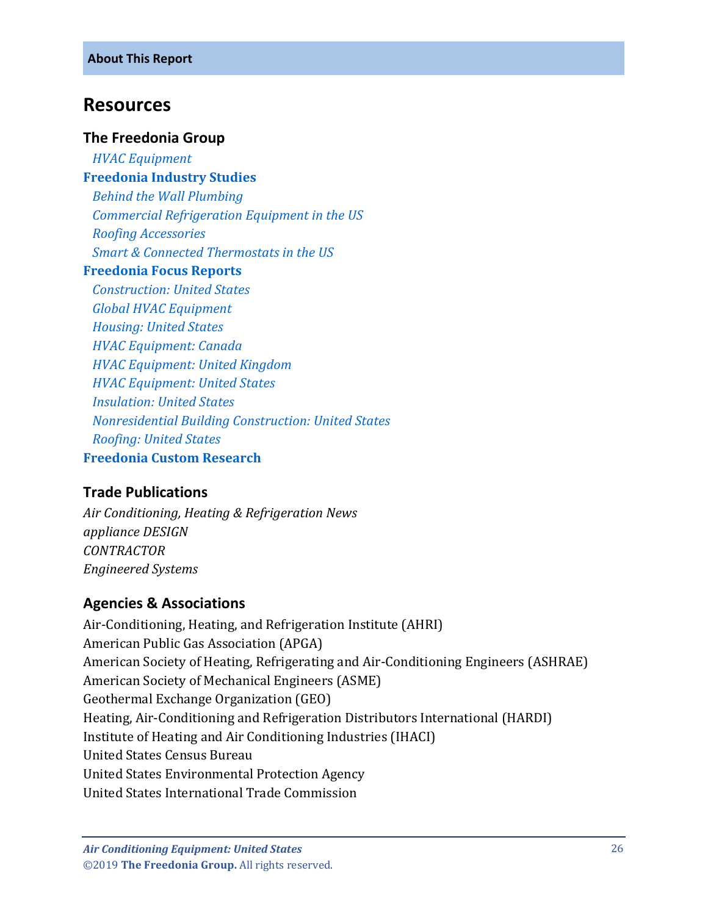**About This Report**

## Resources

### The Freedonia Group

*HVAC Equipment*

**Freedonia Industry Studies**

*Behind the Wall Plumbing*
*Commercial Refrigeration Equipment in the US*
*Roofing Accessories*
*Smart & Connected Thermostats in the US*

**Freedonia Focus Reports**

*Construction: United States*
*Global HVAC Equipment*
*Housing: United States*
*HVAC Equipment: Canada*
*HVAC Equipment: United Kingdom*
*HVAC Equipment: United States*
*Insulation: United States*
*Nonresidential Building Construction: United States*
*Roofing: United States*

**Freedonia Custom Research**

### Trade Publications

*Air Conditioning, Heating & Refrigeration News*
*appliance DESIGN*
*CONTRACTOR*
*Engineered Systems*

### Agencies & Associations

Air-Conditioning, Heating, and Refrigeration Institute (AHRI)
American Public Gas Association (APGA)
American Society of Heating, Refrigerating and Air-Conditioning Engineers (ASHRAE)
American Society of Mechanical Engineers (ASME)
Geothermal Exchange Organization (GEO)
Heating, Air-Conditioning and Refrigeration Distributors International (HARDI)
Institute of Heating and Air Conditioning Industries (IHACI)
United States Census Bureau
United States Environmental Protection Agency
United States International Trade Commission